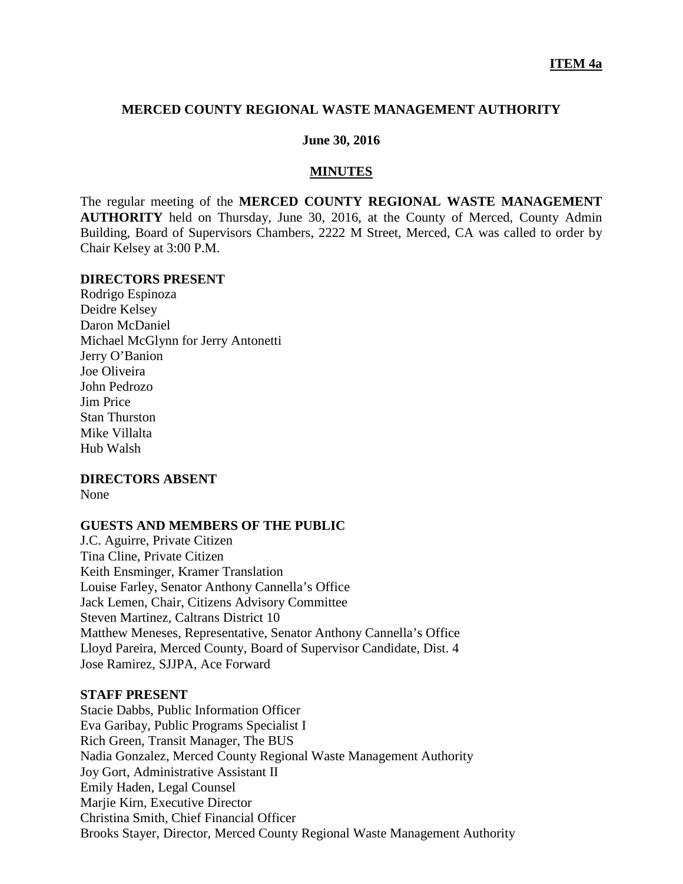**ITEM 4a**

# MERCED COUNTY REGIONAL WASTE MANAGEMENT AUTHORITY

**June 30, 2016**

## MINUTES

The regular meeting of the **MERCED COUNTY REGIONAL WASTE MANAGEMENT AUTHORITY** held on Thursday, June 30, 2016, at the County of Merced, County Admin Building, Board of Supervisors Chambers, 2222 M Street, Merced, CA was called to order by Chair Kelsey at 3:00 P.M.

### DIRECTORS PRESENT

Rodrigo Espinoza
Deidre Kelsey
Daron McDaniel
Michael McGlynn for Jerry Antonetti
Jerry O'Banion
Joe Oliveira
John Pedrozo
Jim Price
Stan Thurston
Mike Villalta
Hub Walsh

### DIRECTORS ABSENT

None

### GUESTS AND MEMBERS OF THE PUBLIC

J.C. Aguirre, Private Citizen
Tina Cline, Private Citizen
Keith Ensminger, Kramer Translation
Louise Farley, Senator Anthony Cannella's Office
Jack Lemen, Chair, Citizens Advisory Committee
Steven Martinez, Caltrans District 10
Matthew Meneses, Representative, Senator Anthony Cannella's Office
Lloyd Pareira, Merced County, Board of Supervisor Candidate, Dist. 4
Jose Ramirez, SJJPA, Ace Forward

### STAFF PRESENT

Stacie Dabbs, Public Information Officer
Eva Garibay, Public Programs Specialist I
Rich Green, Transit Manager, The BUS
Nadia Gonzalez, Merced County Regional Waste Management Authority
Joy Gort, Administrative Assistant II
Emily Haden, Legal Counsel
Marjie Kirn, Executive Director
Christina Smith, Chief Financial Officer
Brooks Stayer, Director, Merced County Regional Waste Management Authority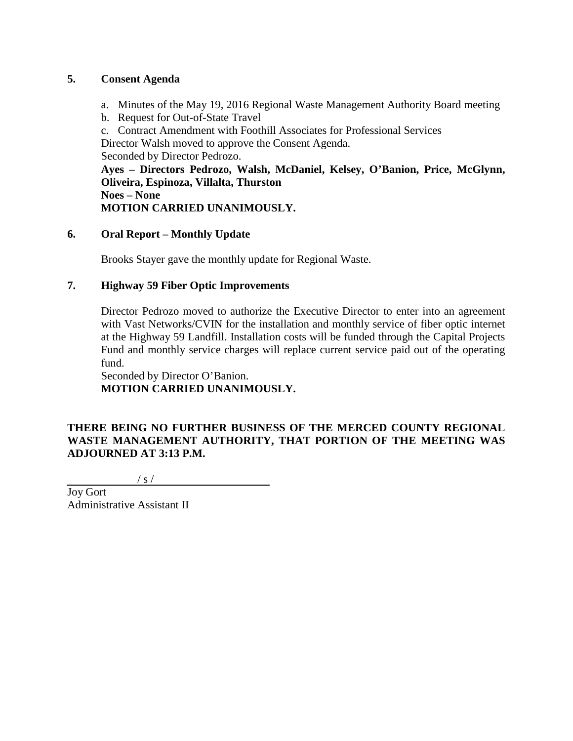**5. Consent Agenda**

a. Minutes of the May 19, 2016 Regional Waste Management Authority Board meeting
b. Request for Out-of-State Travel
c. Contract Amendment with Foothill Associates for Professional Services

Director Walsh moved to approve the Consent Agenda.
Seconded by Director Pedrozo.
**Ayes – Directors Pedrozo, Walsh, McDaniel, Kelsey, O'Banion, Price, McGlynn, Oliveira, Espinoza, Villalta, Thurston**
**Noes – None**
**MOTION CARRIED UNANIMOUSLY.**

**6. Oral Report – Monthly Update**

Brooks Stayer gave the monthly update for Regional Waste.

**7. Highway 59 Fiber Optic Improvements**

Director Pedrozo moved to authorize the Executive Director to enter into an agreement with Vast Networks/CVIN for the installation and monthly service of fiber optic internet at the Highway 59 Landfill. Installation costs will be funded through the Capital Projects Fund and monthly service charges will replace current service paid out of the operating fund.
Seconded by Director O'Banion.
**MOTION CARRIED UNANIMOUSLY.**

**THERE BEING NO FURTHER BUSINESS OF THE MERCED COUNTY REGIONAL WASTE MANAGEMENT AUTHORITY, THAT PORTION OF THE MEETING WAS ADJOURNED AT 3:13 P.M.**

/ s /

Joy Gort
Administrative Assistant II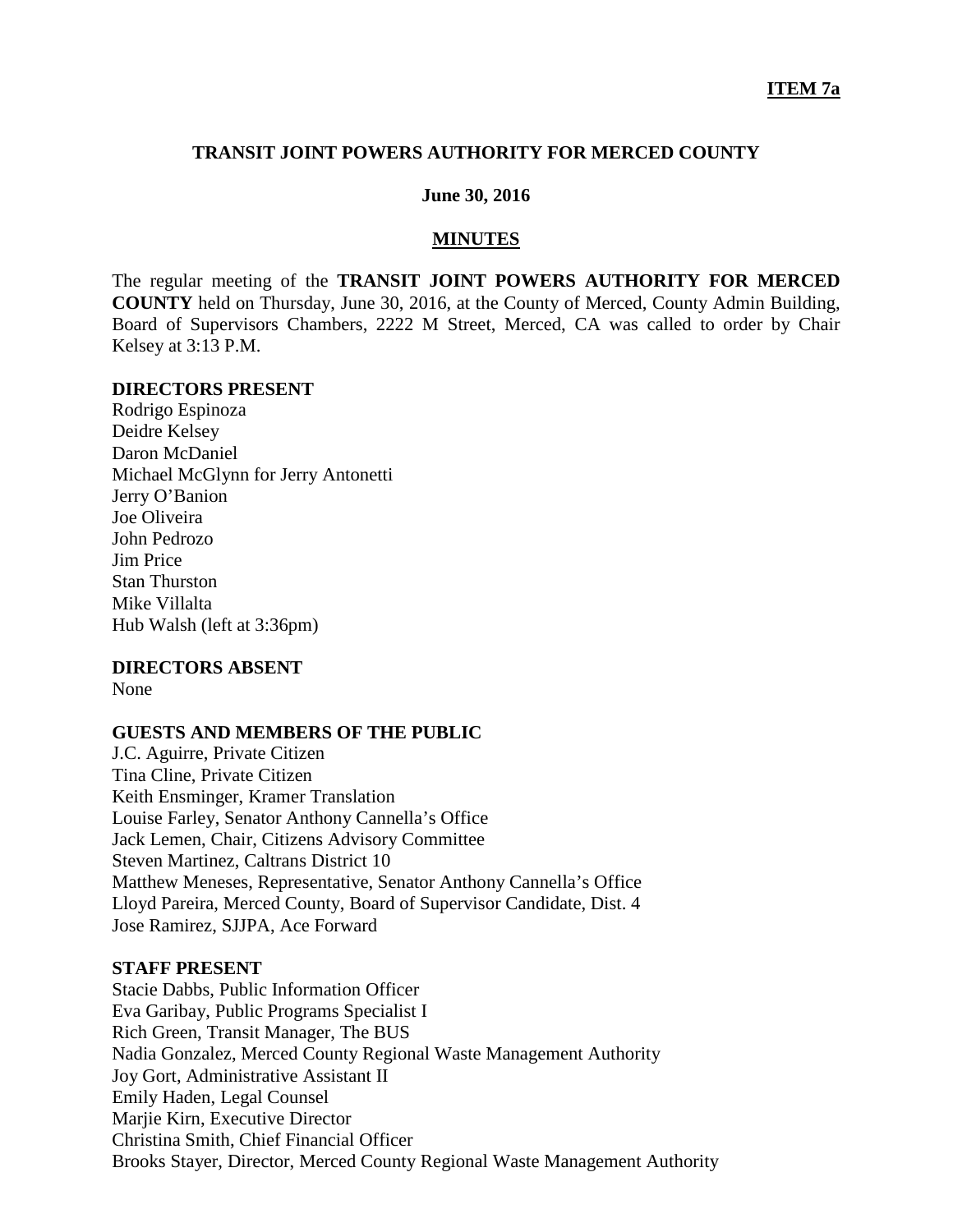**ITEM 7a**

# TRANSIT JOINT POWERS AUTHORITY FOR MERCED COUNTY

**June 30, 2016**

## MINUTES

The regular meeting of the **TRANSIT JOINT POWERS AUTHORITY FOR MERCED COUNTY** held on Thursday, June 30, 2016, at the County of Merced, County Admin Building, Board of Supervisors Chambers, 2222 M Street, Merced, CA was called to order by Chair Kelsey at 3:13 P.M.

### DIRECTORS PRESENT

Rodrigo Espinoza
Deidre Kelsey
Daron McDaniel
Michael McGlynn for Jerry Antonetti
Jerry O'Banion
Joe Oliveira
John Pedrozo
Jim Price
Stan Thurston
Mike Villalta
Hub Walsh (left at 3:36pm)

### DIRECTORS ABSENT

None

### GUESTS AND MEMBERS OF THE PUBLIC

J.C. Aguirre, Private Citizen
Tina Cline, Private Citizen
Keith Ensminger, Kramer Translation
Louise Farley, Senator Anthony Cannella's Office
Jack Lemen, Chair, Citizens Advisory Committee
Steven Martinez, Caltrans District 10
Matthew Meneses, Representative, Senator Anthony Cannella's Office
Lloyd Pareira, Merced County, Board of Supervisor Candidate, Dist. 4
Jose Ramirez, SJJPA, Ace Forward

### STAFF PRESENT

Stacie Dabbs, Public Information Officer
Eva Garibay, Public Programs Specialist I
Rich Green, Transit Manager, The BUS
Nadia Gonzalez, Merced County Regional Waste Management Authority
Joy Gort, Administrative Assistant II
Emily Haden, Legal Counsel
Marjie Kirn, Executive Director
Christina Smith, Chief Financial Officer
Brooks Stayer, Director, Merced County Regional Waste Management Authority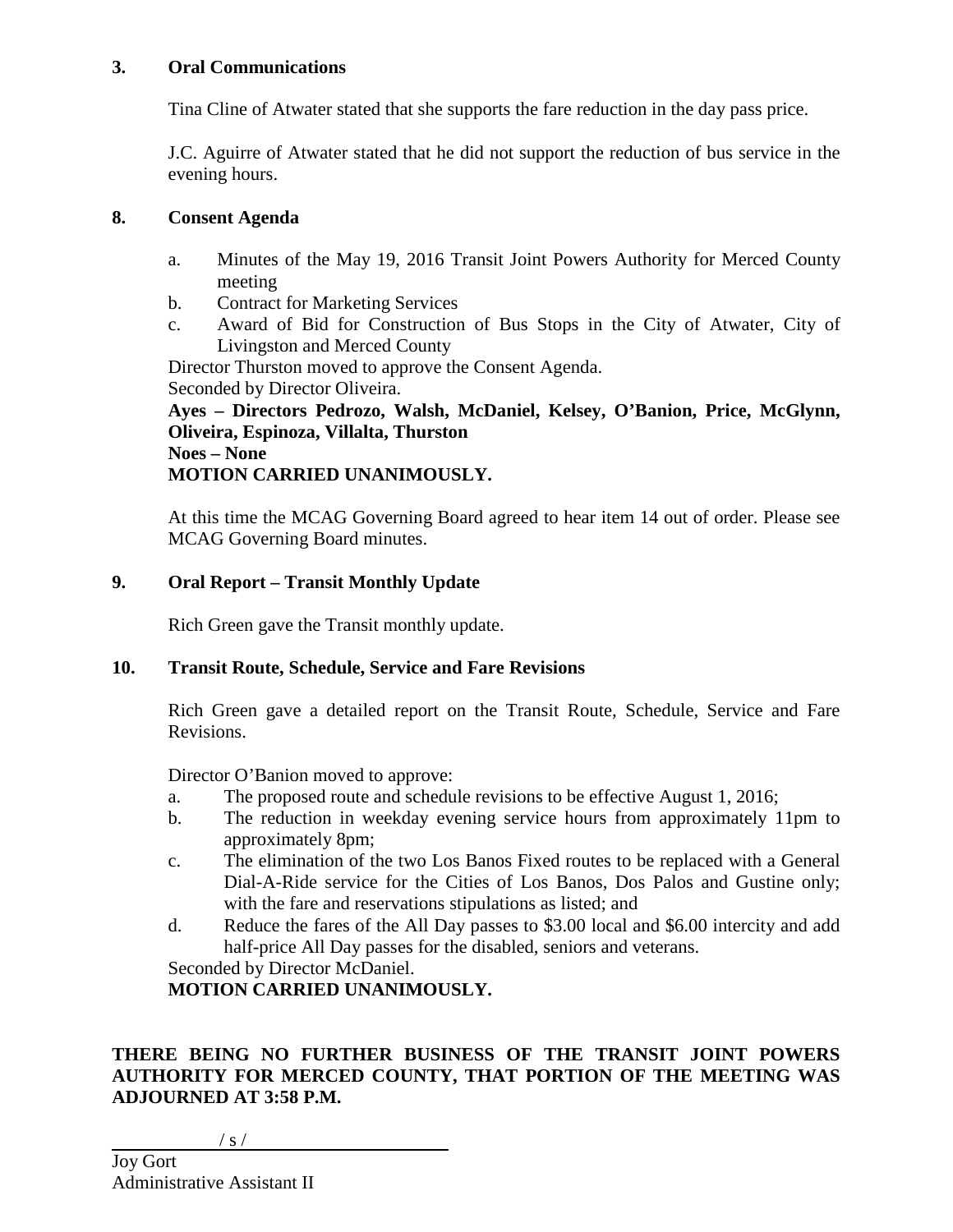### 3. Oral Communications

Tina Cline of Atwater stated that she supports the fare reduction in the day pass price.

J.C. Aguirre of Atwater stated that he did not support the reduction of bus service in the evening hours.

### 8. Consent Agenda

a. Minutes of the May 19, 2016 Transit Joint Powers Authority for Merced County meeting
b. Contract for Marketing Services
c. Award of Bid for Construction of Bus Stops in the City of Atwater, City of Livingston and Merced County

Director Thurston moved to approve the Consent Agenda.
Seconded by Director Oliveira.
**Ayes – Directors Pedrozo, Walsh, McDaniel, Kelsey, O'Banion, Price, McGlynn, Oliveira, Espinoza, Villalta, Thurston**
**Noes – None**
**MOTION CARRIED UNANIMOUSLY.**

At this time the MCAG Governing Board agreed to hear item 14 out of order. Please see MCAG Governing Board minutes.

### 9. Oral Report – Transit Monthly Update

Rich Green gave the Transit monthly update.

### 10. Transit Route, Schedule, Service and Fare Revisions

Rich Green gave a detailed report on the Transit Route, Schedule, Service and Fare Revisions.

Director O'Banion moved to approve:

a. The proposed route and schedule revisions to be effective August 1, 2016;
b. The reduction in weekday evening service hours from approximately 11pm to approximately 8pm;
c. The elimination of the two Los Banos Fixed routes to be replaced with a General Dial-A-Ride service for the Cities of Los Banos, Dos Palos and Gustine only; with the fare and reservations stipulations as listed; and
d. Reduce the fares of the All Day passes to $3.00 local and $6.00 intercity and add half-price All Day passes for the disabled, seniors and veterans.

Seconded by Director McDaniel.
**MOTION CARRIED UNANIMOUSLY.**

**THERE BEING NO FURTHER BUSINESS OF THE TRANSIT JOINT POWERS AUTHORITY FOR MERCED COUNTY, THAT PORTION OF THE MEETING WAS ADJOURNED AT 3:58 P.M.**

/ s /

Joy Gort
Administrative Assistant II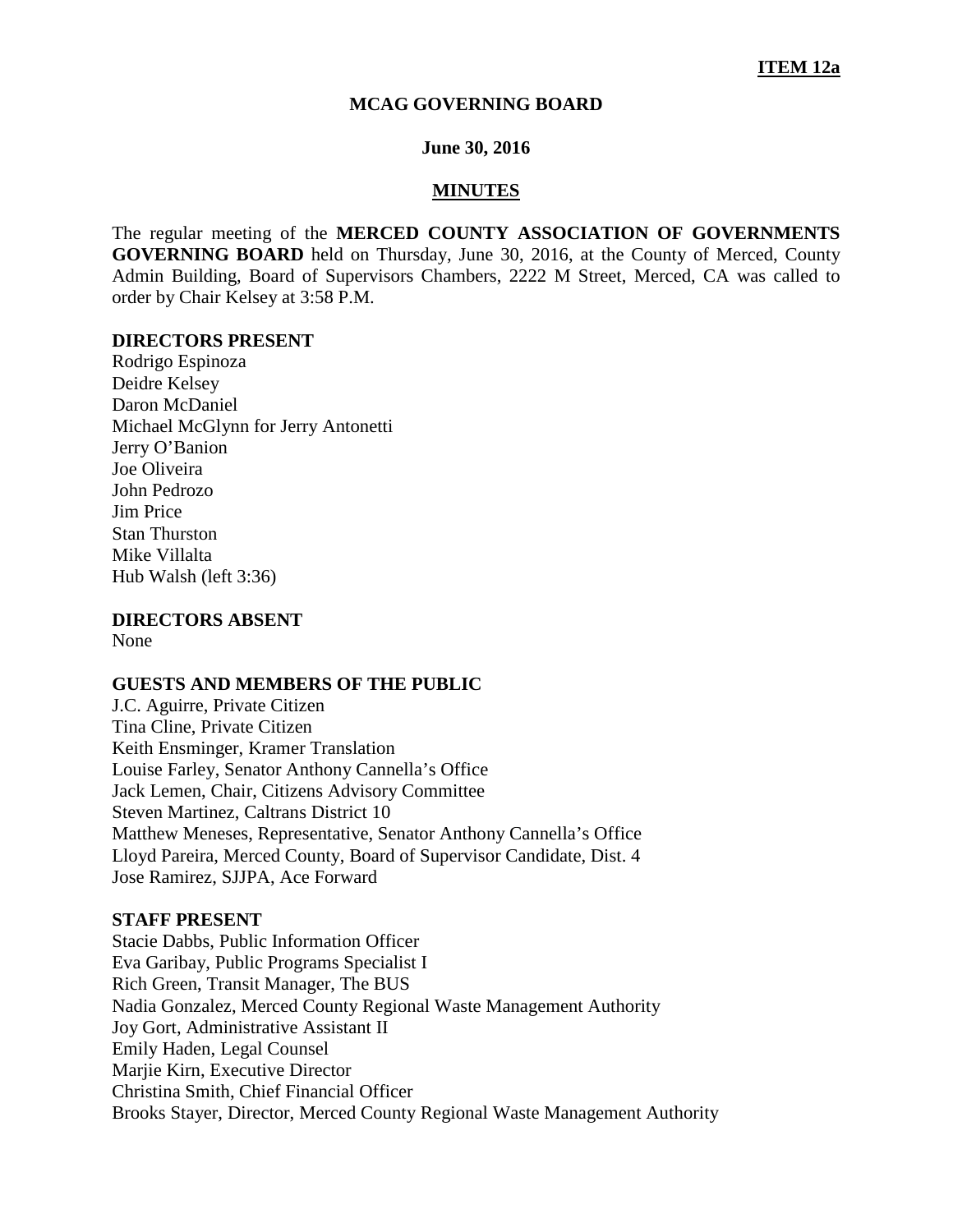**ITEM 12a**

**MCAG GOVERNING BOARD**

**June 30, 2016**

**MINUTES**

The regular meeting of the **MERCED COUNTY ASSOCIATION OF GOVERNMENTS GOVERNING BOARD** held on Thursday, June 30, 2016, at the County of Merced, County Admin Building, Board of Supervisors Chambers, 2222 M Street, Merced, CA was called to order by Chair Kelsey at 3:58 P.M.

**DIRECTORS PRESENT**

Rodrigo Espinoza
Deidre Kelsey
Daron McDaniel
Michael McGlynn for Jerry Antonetti
Jerry O'Banion
Joe Oliveira
John Pedrozo
Jim Price
Stan Thurston
Mike Villalta
Hub Walsh (left 3:36)

**DIRECTORS ABSENT**

None

**GUESTS AND MEMBERS OF THE PUBLIC**

J.C. Aguirre, Private Citizen
Tina Cline, Private Citizen
Keith Ensminger, Kramer Translation
Louise Farley, Senator Anthony Cannella's Office
Jack Lemen, Chair, Citizens Advisory Committee
Steven Martinez, Caltrans District 10
Matthew Meneses, Representative, Senator Anthony Cannella's Office
Lloyd Pareira, Merced County, Board of Supervisor Candidate, Dist. 4
Jose Ramirez, SJJPA, Ace Forward

**STAFF PRESENT**

Stacie Dabbs, Public Information Officer
Eva Garibay, Public Programs Specialist I
Rich Green, Transit Manager, The BUS
Nadia Gonzalez, Merced County Regional Waste Management Authority
Joy Gort, Administrative Assistant II
Emily Haden, Legal Counsel
Marjie Kirn, Executive Director
Christina Smith, Chief Financial Officer
Brooks Stayer, Director, Merced County Regional Waste Management Authority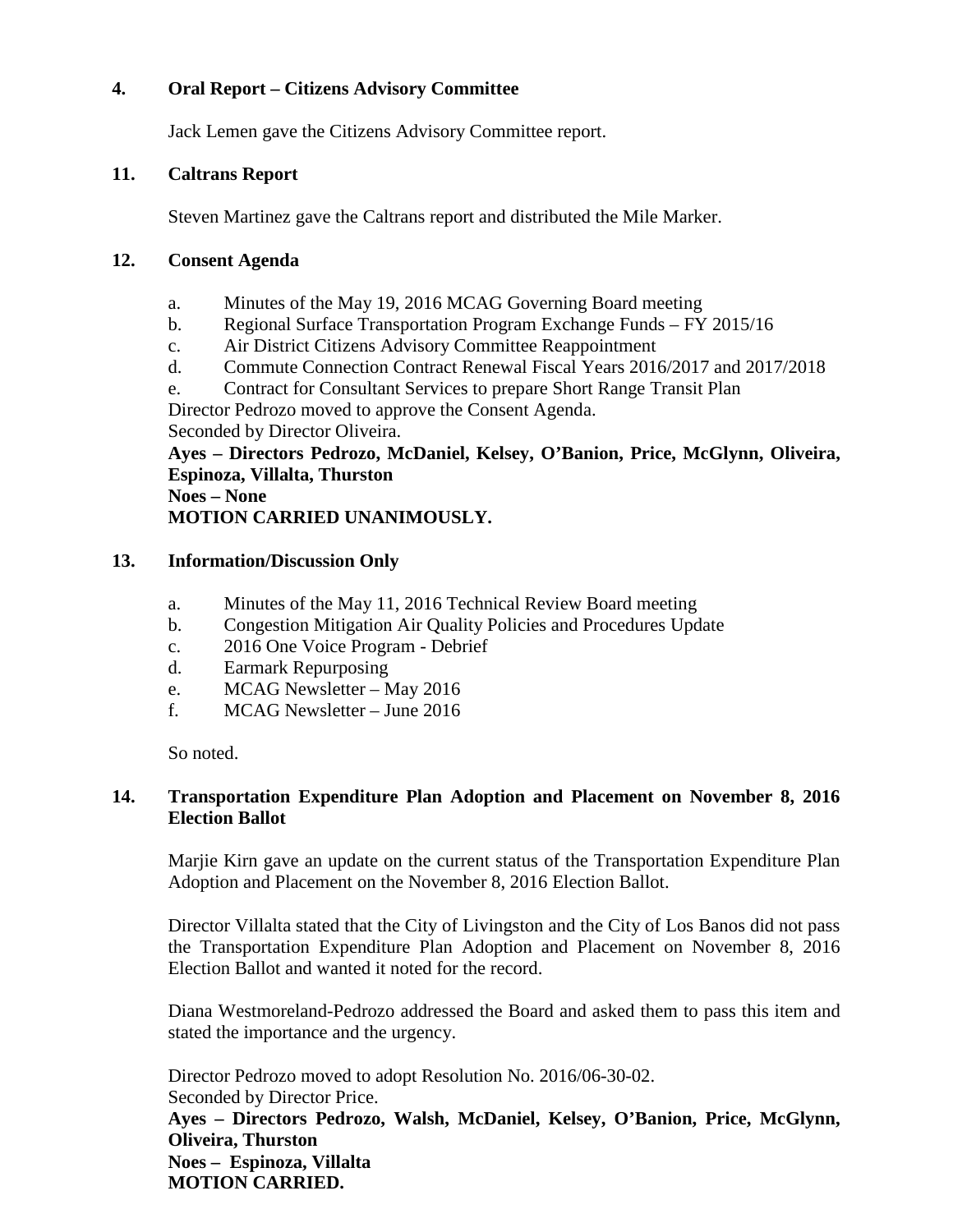## 4. Oral Report – Citizens Advisory Committee

Jack Lemen gave the Citizens Advisory Committee report.

## 11. Caltrans Report

Steven Martinez gave the Caltrans report and distributed the Mile Marker.

## 12. Consent Agenda

a. Minutes of the May 19, 2016 MCAG Governing Board meeting
b. Regional Surface Transportation Program Exchange Funds – FY 2015/16
c. Air District Citizens Advisory Committee Reappointment
d. Commute Connection Contract Renewal Fiscal Years 2016/2017 and 2017/2018
e. Contract for Consultant Services to prepare Short Range Transit Plan

Director Pedrozo moved to approve the Consent Agenda.
Seconded by Director Oliveira.
**Ayes – Directors Pedrozo, McDaniel, Kelsey, O'Banion, Price, McGlynn, Oliveira, Espinoza, Villalta, Thurston**
**Noes – None**
**MOTION CARRIED UNANIMOUSLY.**

## 13. Information/Discussion Only

a. Minutes of the May 11, 2016 Technical Review Board meeting
b. Congestion Mitigation Air Quality Policies and Procedures Update
c. 2016 One Voice Program - Debrief
d. Earmark Repurposing
e. MCAG Newsletter – May 2016
f. MCAG Newsletter – June 2016

So noted.

## 14. Transportation Expenditure Plan Adoption and Placement on November 8, 2016 Election Ballot

Marjie Kirn gave an update on the current status of the Transportation Expenditure Plan Adoption and Placement on the November 8, 2016 Election Ballot.

Director Villalta stated that the City of Livingston and the City of Los Banos did not pass the Transportation Expenditure Plan Adoption and Placement on November 8, 2016 Election Ballot and wanted it noted for the record.

Diana Westmoreland-Pedrozo addressed the Board and asked them to pass this item and stated the importance and the urgency.

Director Pedrozo moved to adopt Resolution No. 2016/06-30-02.
Seconded by Director Price.
**Ayes – Directors Pedrozo, Walsh, McDaniel, Kelsey, O'Banion, Price, McGlynn, Oliveira, Thurston**
**Noes – Espinoza, Villalta**
**MOTION CARRIED.**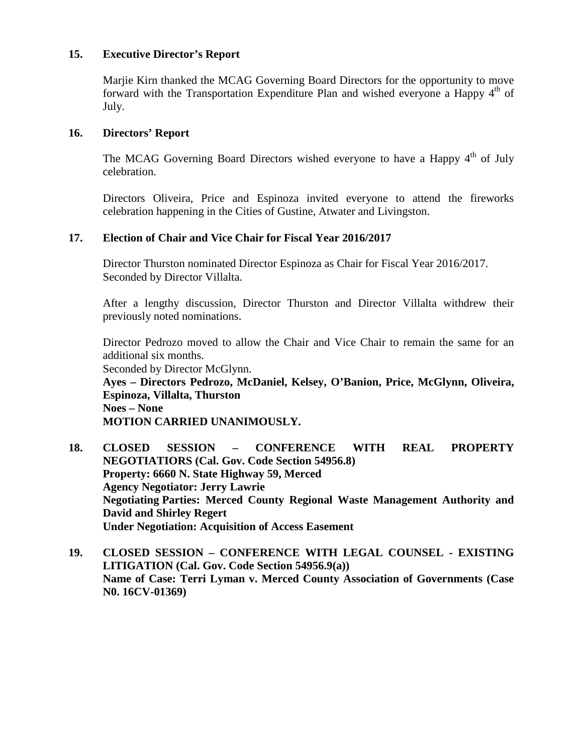**15. Executive Director's Report**

Marjie Kirn thanked the MCAG Governing Board Directors for the opportunity to move forward with the Transportation Expenditure Plan and wished everyone a Happy 4th of July.

**16. Directors' Report**

The MCAG Governing Board Directors wished everyone to have a Happy 4th of July celebration.

Directors Oliveira, Price and Espinoza invited everyone to attend the fireworks celebration happening in the Cities of Gustine, Atwater and Livingston.

**17. Election of Chair and Vice Chair for Fiscal Year 2016/2017**

Director Thurston nominated Director Espinoza as Chair for Fiscal Year 2016/2017.
Seconded by Director Villalta.

After a lengthy discussion, Director Thurston and Director Villalta withdrew their previously noted nominations.

Director Pedrozo moved to allow the Chair and Vice Chair to remain the same for an additional six months.
Seconded by Director McGlynn.
**Ayes – Directors Pedrozo, McDaniel, Kelsey, O'Banion, Price, McGlynn, Oliveira, Espinoza, Villalta, Thurston**
**Noes – None**
**MOTION CARRIED UNANIMOUSLY.**

**18. CLOSED SESSION – CONFERENCE WITH REAL PROPERTY NEGOTIATIORS (Cal. Gov. Code Section 54956.8)**
**Property: 6660 N. State Highway 59, Merced**
**Agency Negotiator: Jerry Lawrie**
**Negotiating Parties: Merced County Regional Waste Management Authority and David and Shirley Regert**
**Under Negotiation: Acquisition of Access Easement**

**19. CLOSED SESSION – CONFERENCE WITH LEGAL COUNSEL - EXISTING LITIGATION (Cal. Gov. Code Section 54956.9(a))**
**Name of Case: Terri Lyman v. Merced County Association of Governments (Case N0. 16CV-01369)**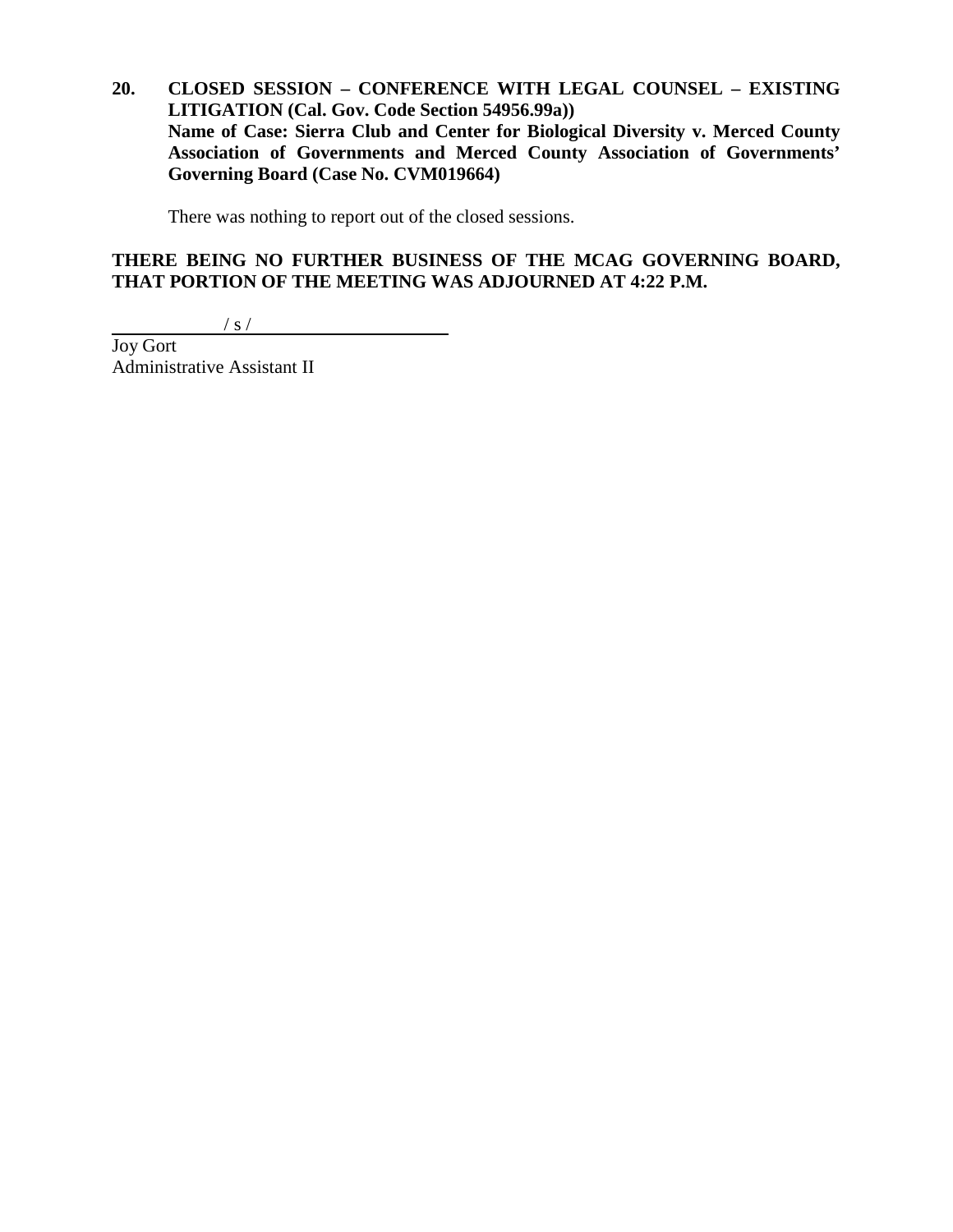**20. CLOSED SESSION – CONFERENCE WITH LEGAL COUNSEL – EXISTING LITIGATION (Cal. Gov. Code Section 54956.99a))**
**Name of Case: Sierra Club and Center for Biological Diversity v. Merced County Association of Governments and Merced County Association of Governments' Governing Board (Case No. CVM019664)**

There was nothing to report out of the closed sessions.

**THERE BEING NO FURTHER BUSINESS OF THE MCAG GOVERNING BOARD, THAT PORTION OF THE MEETING WAS ADJOURNED AT 4:22 P.M.**

/ s /

Joy Gort
Administrative Assistant II